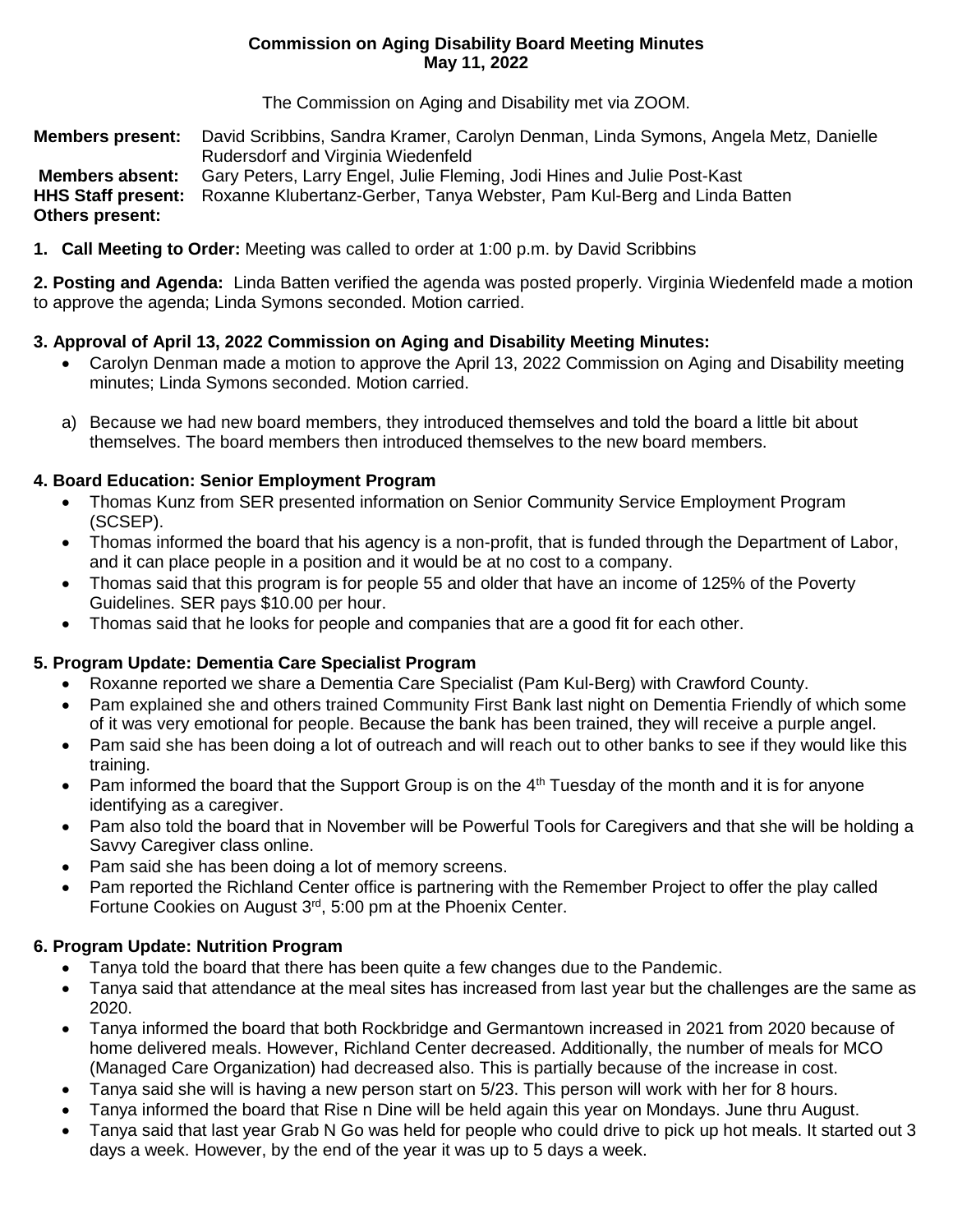**Commission on Aging Disability Board Meeting Minutes**
**May 11, 2022**

The Commission on Aging and Disability met via ZOOM.

**Members present:** David Scribbins, Sandra Kramer, Carolyn Denman, Linda Symons, Angela Metz, Danielle Rudersdorf and Virginia Wiedenfeld
**Members absent:** Gary Peters, Larry Engel, Julie Fleming, Jodi Hines and Julie Post-Kast
**HHS Staff present:** Roxanne Klubertanz-Gerber, Tanya Webster, Pam Kul-Berg and Linda Batten
**Others present:**

**1. Call Meeting to Order:** Meeting was called to order at 1:00 p.m. by David Scribbins

**2. Posting and Agenda:** Linda Batten verified the agenda was posted properly. Virginia Wiedenfeld made a motion to approve the agenda; Linda Symons seconded. Motion carried.

**3. Approval of April 13, 2022 Commission on Aging and Disability Meeting Minutes:**

- Carolyn Denman made a motion to approve the April 13, 2022 Commission on Aging and Disability meeting minutes; Linda Symons seconded. Motion carried.

a) Because we had new board members, they introduced themselves and told the board a little bit about themselves. The board members then introduced themselves to the new board members.

**4. Board Education: Senior Employment Program**

- Thomas Kunz from SER presented information on Senior Community Service Employment Program (SCSEP).
- Thomas informed the board that his agency is a non-profit, that is funded through the Department of Labor, and it can place people in a position and it would be at no cost to a company.
- Thomas said that this program is for people 55 and older that have an income of 125% of the Poverty Guidelines. SER pays $10.00 per hour.
- Thomas said that he looks for people and companies that are a good fit for each other.

**5. Program Update: Dementia Care Specialist Program**

- Roxanne reported we share a Dementia Care Specialist (Pam Kul-Berg) with Crawford County.
- Pam explained she and others trained Community First Bank last night on Dementia Friendly of which some of it was very emotional for people. Because the bank has been trained, they will receive a purple angel.
- Pam said she has been doing a lot of outreach and will reach out to other banks to see if they would like this training.
- Pam informed the board that the Support Group is on the 4th Tuesday of the month and it is for anyone identifying as a caregiver.
- Pam also told the board that in November will be Powerful Tools for Caregivers and that she will be holding a Savvy Caregiver class online.
- Pam said she has been doing a lot of memory screens.
- Pam reported the Richland Center office is partnering with the Remember Project to offer the play called Fortune Cookies on August 3rd, 5:00 pm at the Phoenix Center.

**6. Program Update: Nutrition Program**

- Tanya told the board that there has been quite a few changes due to the Pandemic.
- Tanya said that attendance at the meal sites has increased from last year but the challenges are the same as 2020.
- Tanya informed the board that both Rockbridge and Germantown increased in 2021 from 2020 because of home delivered meals. However, Richland Center decreased. Additionally, the number of meals for MCO (Managed Care Organization) had decreased also. This is partially because of the increase in cost.
- Tanya said she will is having a new person start on 5/23. This person will work with her for 8 hours.
- Tanya informed the board that Rise n Dine will be held again this year on Mondays. June thru August.
- Tanya said that last year Grab N Go was held for people who could drive to pick up hot meals. It started out 3 days a week. However, by the end of the year it was up to 5 days a week.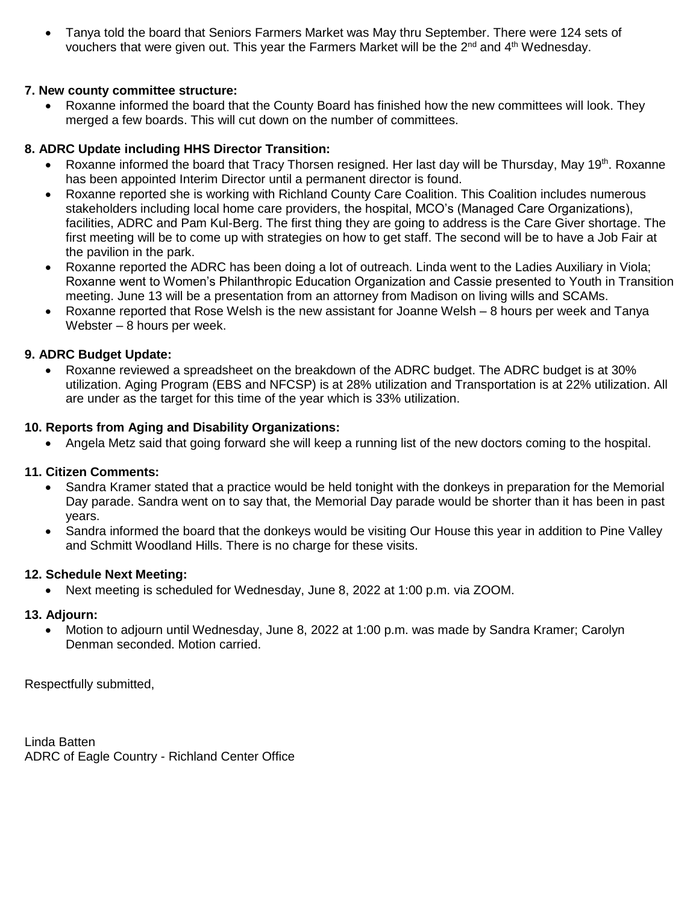- Tanya told the board that Seniors Farmers Market was May thru September. There were 124 sets of vouchers that were given out. This year the Farmers Market will be the 2nd and 4th Wednesday.

**7. New county committee structure:**

- Roxanne informed the board that the County Board has finished how the new committees will look. They merged a few boards. This will cut down on the number of committees.

**8. ADRC Update including HHS Director Transition:**

- Roxanne informed the board that Tracy Thorsen resigned. Her last day will be Thursday, May 19th. Roxanne has been appointed Interim Director until a permanent director is found.
- Roxanne reported she is working with Richland County Care Coalition. This Coalition includes numerous stakeholders including local home care providers, the hospital, MCO's (Managed Care Organizations), facilities, ADRC and Pam Kul-Berg. The first thing they are going to address is the Care Giver shortage. The first meeting will be to come up with strategies on how to get staff. The second will be to have a Job Fair at the pavilion in the park.
- Roxanne reported the ADRC has been doing a lot of outreach. Linda went to the Ladies Auxiliary in Viola; Roxanne went to Women's Philanthropic Education Organization and Cassie presented to Youth in Transition meeting. June 13 will be a presentation from an attorney from Madison on living wills and SCAMs.
- Roxanne reported that Rose Welsh is the new assistant for Joanne Welsh – 8 hours per week and Tanya Webster – 8 hours per week.

**9. ADRC Budget Update:**

- Roxanne reviewed a spreadsheet on the breakdown of the ADRC budget. The ADRC budget is at 30% utilization. Aging Program (EBS and NFCSP) is at 28% utilization and Transportation is at 22% utilization. All are under as the target for this time of the year which is 33% utilization.

**10. Reports from Aging and Disability Organizations:**

- Angela Metz said that going forward she will keep a running list of the new doctors coming to the hospital.

**11. Citizen Comments:**

- Sandra Kramer stated that a practice would be held tonight with the donkeys in preparation for the Memorial Day parade. Sandra went on to say that, the Memorial Day parade would be shorter than it has been in past years.
- Sandra informed the board that the donkeys would be visiting Our House this year in addition to Pine Valley and Schmitt Woodland Hills. There is no charge for these visits.

**12. Schedule Next Meeting:**

- Next meeting is scheduled for Wednesday, June 8, 2022 at 1:00 p.m. via ZOOM.

**13. Adjourn:**

- Motion to adjourn until Wednesday, June 8, 2022 at 1:00 p.m. was made by Sandra Kramer; Carolyn Denman seconded. Motion carried.

Respectfully submitted,

Linda Batten
ADRC of Eagle Country - Richland Center Office